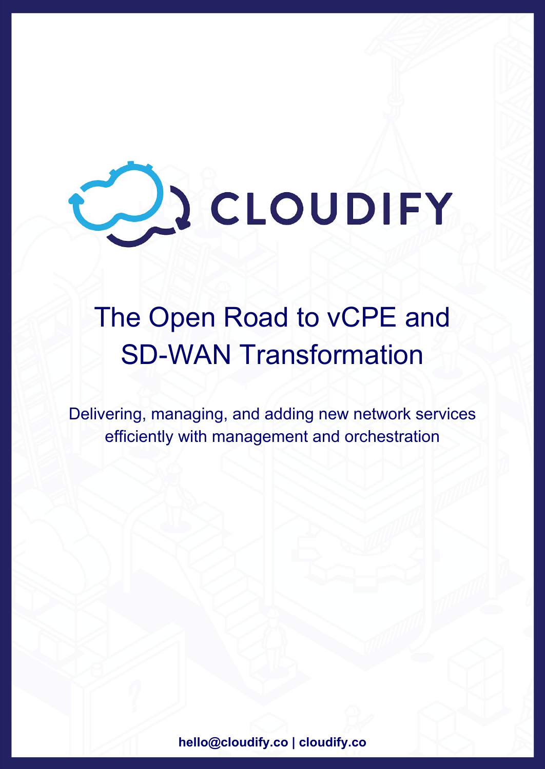CLOUDIFY

# The Open Road to vCPE and SD-WAN Transformation

Delivering, managing, and adding new network services efficiently with management and orchestration

**hello@cloudify.co | cloudify.co**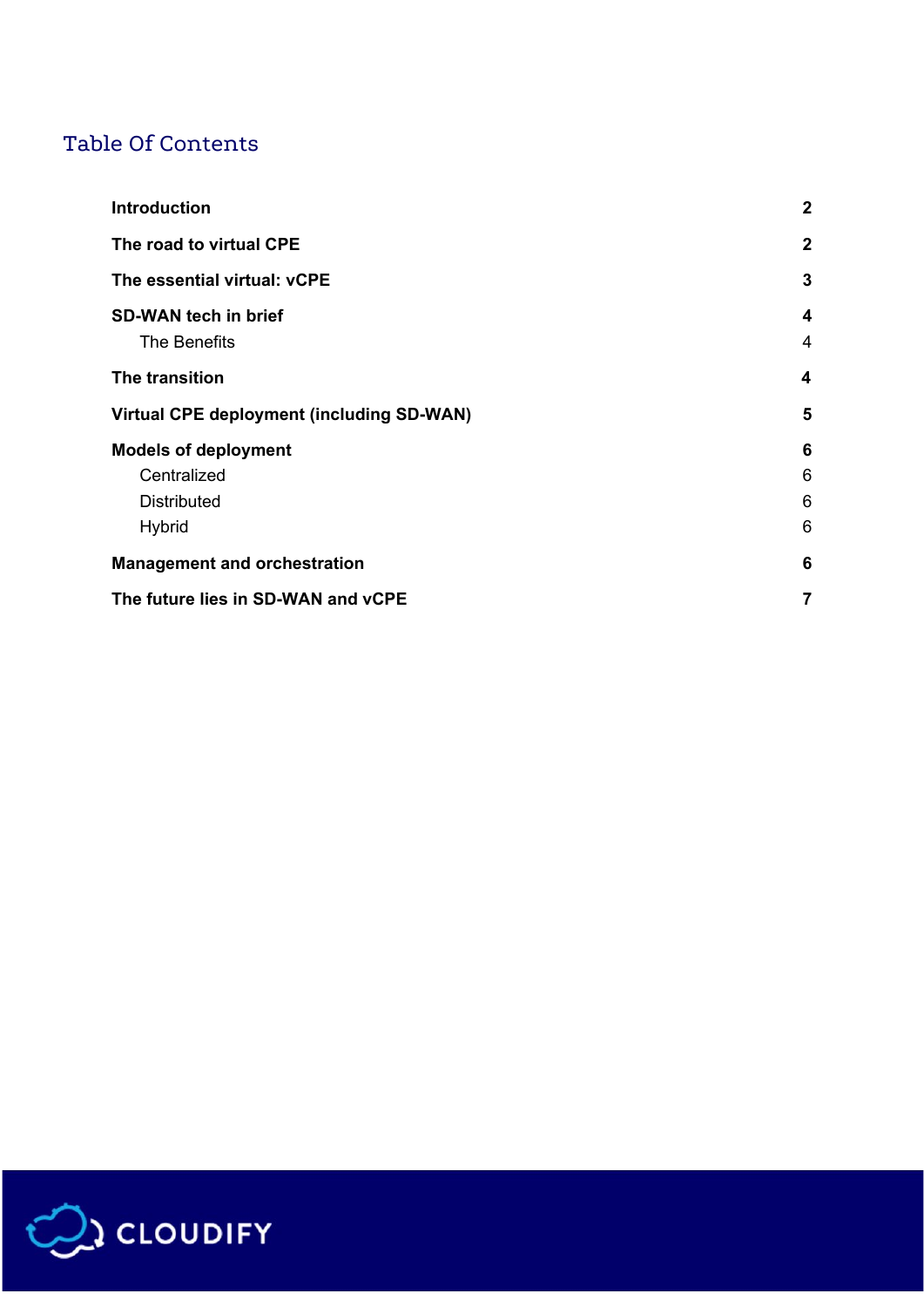## Table Of Contents

| | |
|---|---|
| **Introduction** | **2** |
| **The road to virtual CPE** | **2** |
| **The essential virtual: vCPE** | **3** |
| **SD-WAN tech in brief** | **4** |
| The Benefits | 4 |
| **The transition** | **4** |
| **Virtual CPE deployment (including SD-WAN)** | **5** |
| **Models of deployment** | **6** |
| Centralized | 6 |
| Distributed | 6 |
| Hybrid | 6 |
| **Management and orchestration** | **6** |
| **The future lies in SD-WAN and vCPE** | **7** |

CLOUDIFY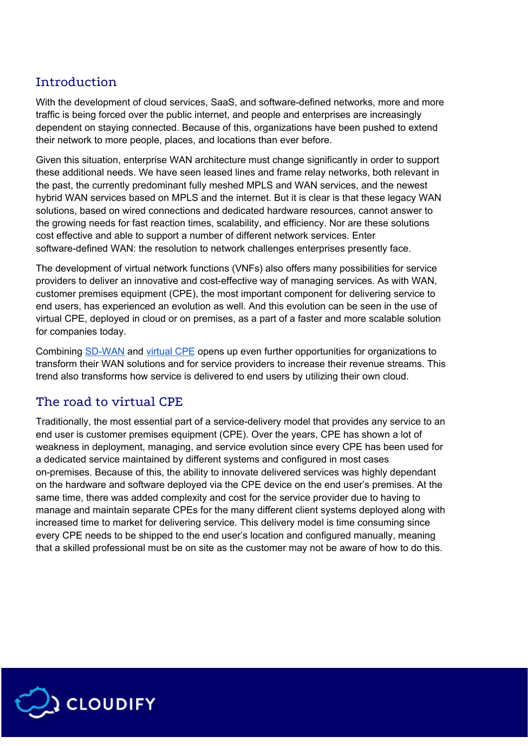## Introduction

With the development of cloud services, SaaS, and software-defined networks, more and more traffic is being forced over the public internet, and people and enterprises are increasingly dependent on staying connected. Because of this, organizations have been pushed to extend their network to more people, places, and locations than ever before.

Given this situation, enterprise WAN architecture must change significantly in order to support these additional needs. We have seen leased lines and frame relay networks, both relevant in the past, the currently predominant fully meshed MPLS and WAN services, and the newest hybrid WAN services based on MPLS and the internet. But it is clear is that these legacy WAN solutions, based on wired connections and dedicated hardware resources, cannot answer to the growing needs for fast reaction times, scalability, and efficiency. Nor are these solutions cost effective and able to support a number of different network services. Enter software-defined WAN: the resolution to network challenges enterprises presently face.

The development of virtual network functions (VNFs) also offers many possibilities for service providers to deliver an innovative and cost-effective way of managing services. As with WAN, customer premises equipment (CPE), the most important component for delivering service to end users, has experienced an evolution as well. And this evolution can be seen in the use of virtual CPE, deployed in cloud or on premises, as a part of a faster and more scalable solution for companies today.

Combining SD-WAN and virtual CPE opens up even further opportunities for organizations to transform their WAN solutions and for service providers to increase their revenue streams. This trend also transforms how service is delivered to end users by utilizing their own cloud.

## The road to virtual CPE

Traditionally, the most essential part of a service-delivery model that provides any service to an end user is customer premises equipment (CPE). Over the years, CPE has shown a lot of weakness in deployment, managing, and service evolution since every CPE has been used for a dedicated service maintained by different systems and configured in most cases on-premises. Because of this, the ability to innovate delivered services was highly dependant on the hardware and software deployed via the CPE device on the end user's premises. At the same time, there was added complexity and cost for the service provider due to having to manage and maintain separate CPEs for the many different client systems deployed along with increased time to market for delivering service. This delivery model is time consuming since every CPE needs to be shipped to the end user's location and configured manually, meaning that a skilled professional must be on site as the customer may not be aware of how to do this.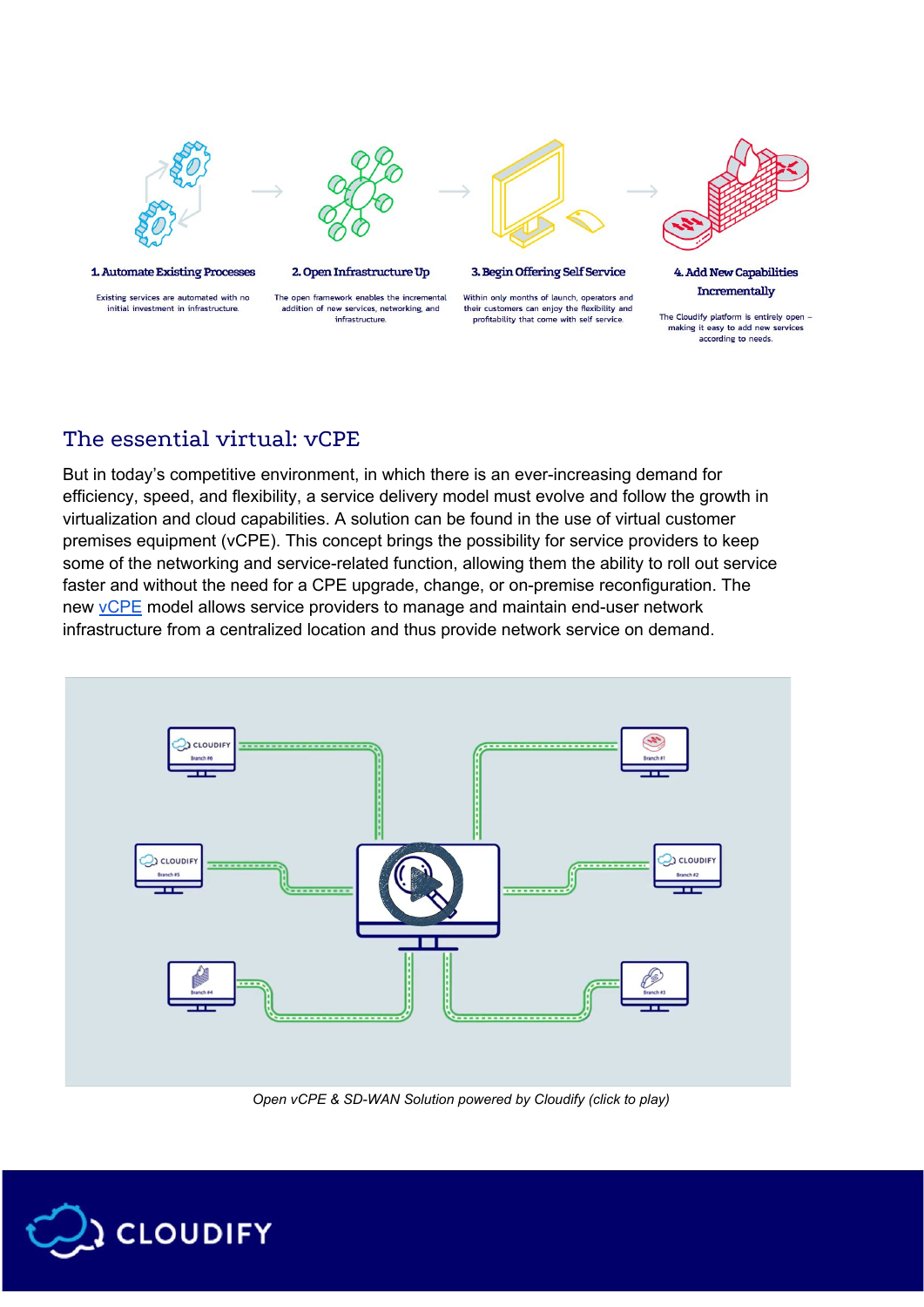1. Automate Existing Processes

Existing services are automated with no initial investment in infrastructure.

2. Open Infrastructure Up

The open framework enables the incremental addition of new services, networking, and infrastructure.

3. Begin Offering Self Service

Within only months of launch, operators and their customers can enjoy the flexibility and profitability that come with self service.

4. Add New Capabilities Incrementally

The Cloudify platform is entirely open – making it easy to add new services according to needs.

## The essential virtual: vCPE

But in today's competitive environment, in which there is an ever-increasing demand for efficiency, speed, and flexibility, a service delivery model must evolve and follow the growth in virtualization and cloud capabilities. A solution can be found in the use of virtual customer premises equipment (vCPE). This concept brings the possibility for service providers to keep some of the networking and service-related function, allowing them the ability to roll out service faster and without the need for a CPE upgrade, change, or on-premise reconfiguration. The new vCPE model allows service providers to manage and maintain end-user network infrastructure from a centralized location and thus provide network service on demand.

*Open vCPE & SD-WAN Solution powered by Cloudify (click to play)*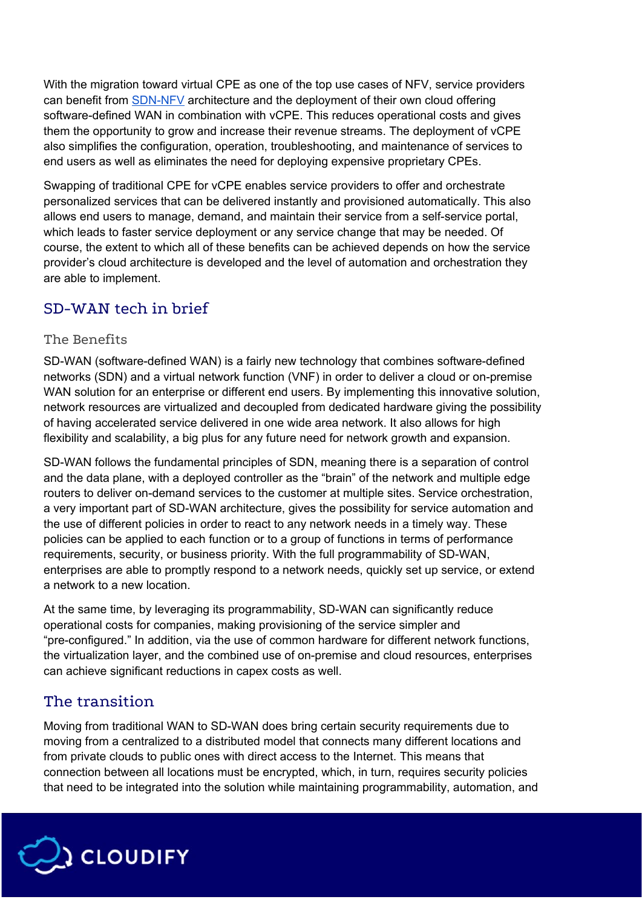With the migration toward virtual CPE as one of the top use cases of NFV, service providers can benefit from [SDN-NFV](SDN-NFV) architecture and the deployment of their own cloud offering software-defined WAN in combination with vCPE. This reduces operational costs and gives them the opportunity to grow and increase their revenue streams. The deployment of vCPE also simplifies the configuration, operation, troubleshooting, and maintenance of services to end users as well as eliminates the need for deploying expensive proprietary CPEs.

Swapping of traditional CPE for vCPE enables service providers to offer and orchestrate personalized services that can be delivered instantly and provisioned automatically. This also allows end users to manage, demand, and maintain their service from a self-service portal, which leads to faster service deployment or any service change that may be needed. Of course, the extent to which all of these benefits can be achieved depends on how the service provider's cloud architecture is developed and the level of automation and orchestration they are able to implement.

## SD-WAN tech in brief

### The Benefits

SD-WAN (software-defined WAN) is a fairly new technology that combines software-defined networks (SDN) and a virtual network function (VNF) in order to deliver a cloud or on-premise WAN solution for an enterprise or different end users. By implementing this innovative solution, network resources are virtualized and decoupled from dedicated hardware giving the possibility of having accelerated service delivered in one wide area network. It also allows for high flexibility and scalability, a big plus for any future need for network growth and expansion.

SD-WAN follows the fundamental principles of SDN, meaning there is a separation of control and the data plane, with a deployed controller as the "brain" of the network and multiple edge routers to deliver on-demand services to the customer at multiple sites. Service orchestration, a very important part of SD-WAN architecture, gives the possibility for service automation and the use of different policies in order to react to any network needs in a timely way. These policies can be applied to each function or to a group of functions in terms of performance requirements, security, or business priority. With the full programmability of SD-WAN, enterprises are able to promptly respond to a network needs, quickly set up service, or extend a network to a new location.

At the same time, by leveraging its programmability, SD-WAN can significantly reduce operational costs for companies, making provisioning of the service simpler and "pre-configured." In addition, via the use of common hardware for different network functions, the virtualization layer, and the combined use of on-premise and cloud resources, enterprises can achieve significant reductions in capex costs as well.

## The transition

Moving from traditional WAN to SD-WAN does bring certain security requirements due to moving from a centralized to a distributed model that connects many different locations and from private clouds to public ones with direct access to the Internet. This means that connection between all locations must be encrypted, which, in turn, requires security policies that need to be integrated into the solution while maintaining programmability, automation, and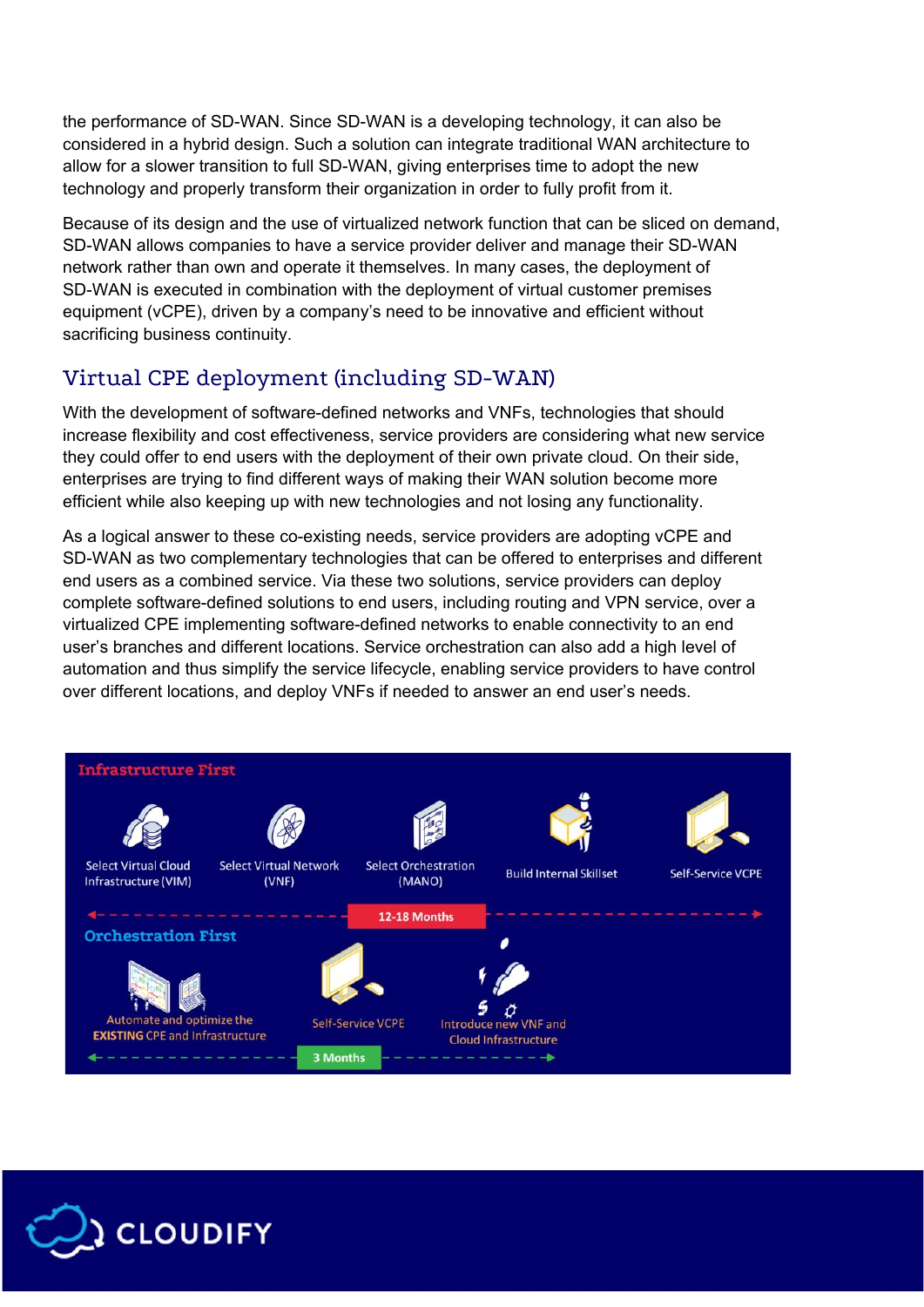the performance of SD-WAN. Since SD-WAN is a developing technology, it can also be considered in a hybrid design. Such a solution can integrate traditional WAN architecture to allow for a slower transition to full SD-WAN, giving enterprises time to adopt the new technology and properly transform their organization in order to fully profit from it.

Because of its design and the use of virtualized network function that can be sliced on demand, SD-WAN allows companies to have a service provider deliver and manage their SD-WAN network rather than own and operate it themselves. In many cases, the deployment of SD-WAN is executed in combination with the deployment of virtual customer premises equipment (vCPE), driven by a company's need to be innovative and efficient without sacrificing business continuity.

## Virtual CPE deployment (including SD-WAN)

With the development of software-defined networks and VNFs, technologies that should increase flexibility and cost effectiveness, service providers are considering what new service they could offer to end users with the deployment of their own private cloud. On their side, enterprises are trying to find different ways of making their WAN solution become more efficient while also keeping up with new technologies and not losing any functionality.

As a logical answer to these co-existing needs, service providers are adopting vCPE and SD-WAN as two complementary technologies that can be offered to enterprises and different end users as a combined service. Via these two solutions, service providers can deploy complete software-defined solutions to end users, including routing and VPN service, over a virtualized CPE implementing software-defined networks to enable connectivity to an end user's branches and different locations. Service orchestration can also add a high level of automation and thus simplify the service lifecycle, enabling service providers to have control over different locations, and deploy VNFs if needed to answer an end user's needs.

**Infrastructure First**

Select Virtual Cloud Infrastructure (VIM) → Select Virtual Network (VNF) → Select Orchestration (MANO) → Build Internal Skillset → Self-Service VCPE

12-18 Months

**Orchestration First**

Automate and optimize the **EXISTING** CPE and Infrastructure → Self-Service VCPE → Introduce new VNF and Cloud Infrastructure

3 Months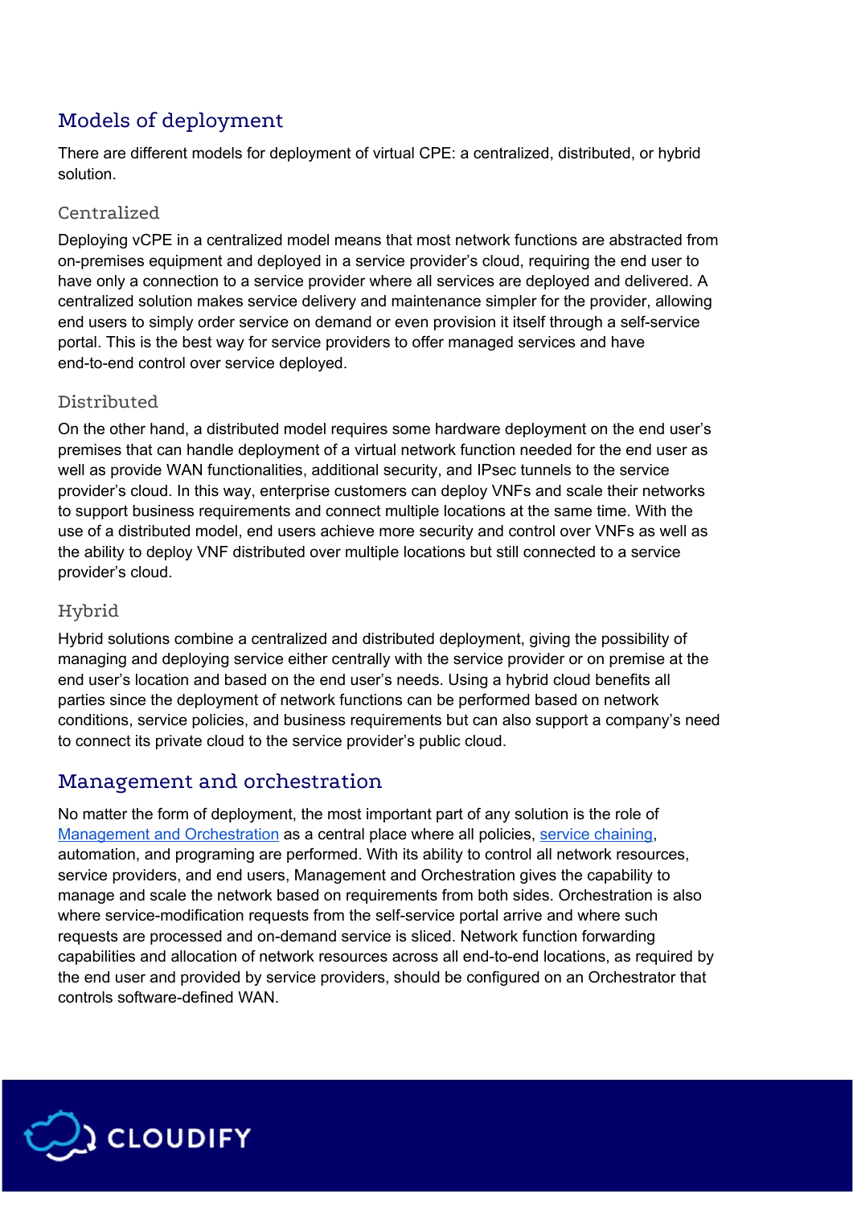## Models of deployment

There are different models for deployment of virtual CPE: a centralized, distributed, or hybrid solution.

### Centralized

Deploying vCPE in a centralized model means that most network functions are abstracted from on-premises equipment and deployed in a service provider's cloud, requiring the end user to have only a connection to a service provider where all services are deployed and delivered. A centralized solution makes service delivery and maintenance simpler for the provider, allowing end users to simply order service on demand or even provision it itself through a self-service portal. This is the best way for service providers to offer managed services and have end-to-end control over service deployed.

### Distributed

On the other hand, a distributed model requires some hardware deployment on the end user's premises that can handle deployment of a virtual network function needed for the end user as well as provide WAN functionalities, additional security, and IPsec tunnels to the service provider's cloud. In this way, enterprise customers can deploy VNFs and scale their networks to support business requirements and connect multiple locations at the same time. With the use of a distributed model, end users achieve more security and control over VNFs as well as the ability to deploy VNF distributed over multiple locations but still connected to a service provider's cloud.

### Hybrid

Hybrid solutions combine a centralized and distributed deployment, giving the possibility of managing and deploying service either centrally with the service provider or on premise at the end user's location and based on the end user's needs. Using a hybrid cloud benefits all parties since the deployment of network functions can be performed based on network conditions, service policies, and business requirements but can also support a company's need to connect its private cloud to the service provider's public cloud.

## Management and orchestration

No matter the form of deployment, the most important part of any solution is the role of Management and Orchestration as a central place where all policies, service chaining, automation, and programing are performed. With its ability to control all network resources, service providers, and end users, Management and Orchestration gives the capability to manage and scale the network based on requirements from both sides. Orchestration is also where service-modification requests from the self-service portal arrive and where such requests are processed and on-demand service is sliced. Network function forwarding capabilities and allocation of network resources across all end-to-end locations, as required by the end user and provided by service providers, should be configured on an Orchestrator that controls software-defined WAN.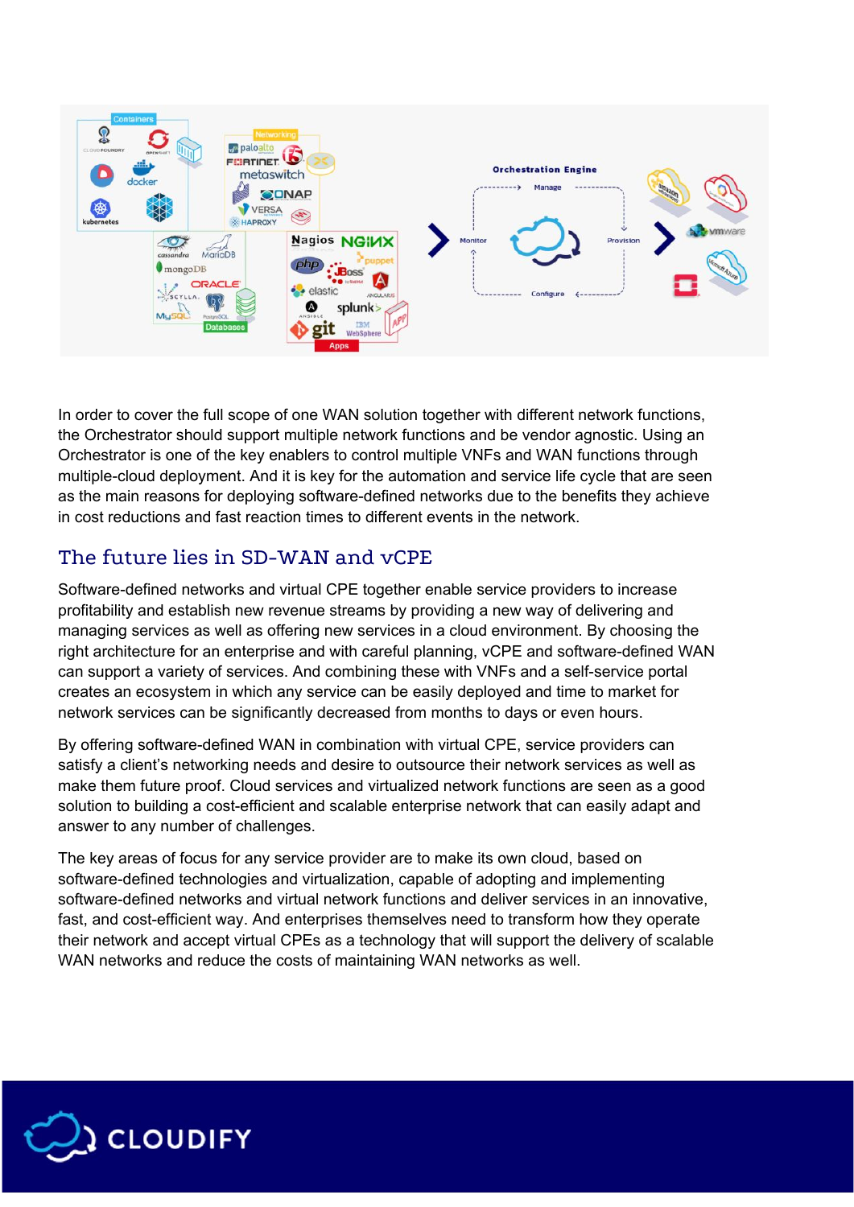In order to cover the full scope of one WAN solution together with different network functions, the Orchestrator should support multiple network functions and be vendor agnostic. Using an Orchestrator is one of the key enablers to control multiple VNFs and WAN functions through multiple-cloud deployment. And it is key for the automation and service life cycle that are seen as the main reasons for deploying software-defined networks due to the benefits they achieve in cost reductions and fast reaction times to different events in the network.

## The future lies in SD-WAN and vCPE

Software-defined networks and virtual CPE together enable service providers to increase profitability and establish new revenue streams by providing a new way of delivering and managing services as well as offering new services in a cloud environment. By choosing the right architecture for an enterprise and with careful planning, vCPE and software-defined WAN can support a variety of services. And combining these with VNFs and a self-service portal creates an ecosystem in which any service can be easily deployed and time to market for network services can be significantly decreased from months to days or even hours.

By offering software-defined WAN in combination with virtual CPE, service providers can satisfy a client's networking needs and desire to outsource their network services as well as make them future proof. Cloud services and virtualized network functions are seen as a good solution to building a cost-efficient and scalable enterprise network that can easily adapt and answer to any number of challenges.

The key areas of focus for any service provider are to make its own cloud, based on software-defined technologies and virtualization, capable of adopting and implementing software-defined networks and virtual network functions and deliver services in an innovative, fast, and cost-efficient way. And enterprises themselves need to transform how they operate their network and accept virtual CPEs as a technology that will support the delivery of scalable WAN networks and reduce the costs of maintaining WAN networks as well.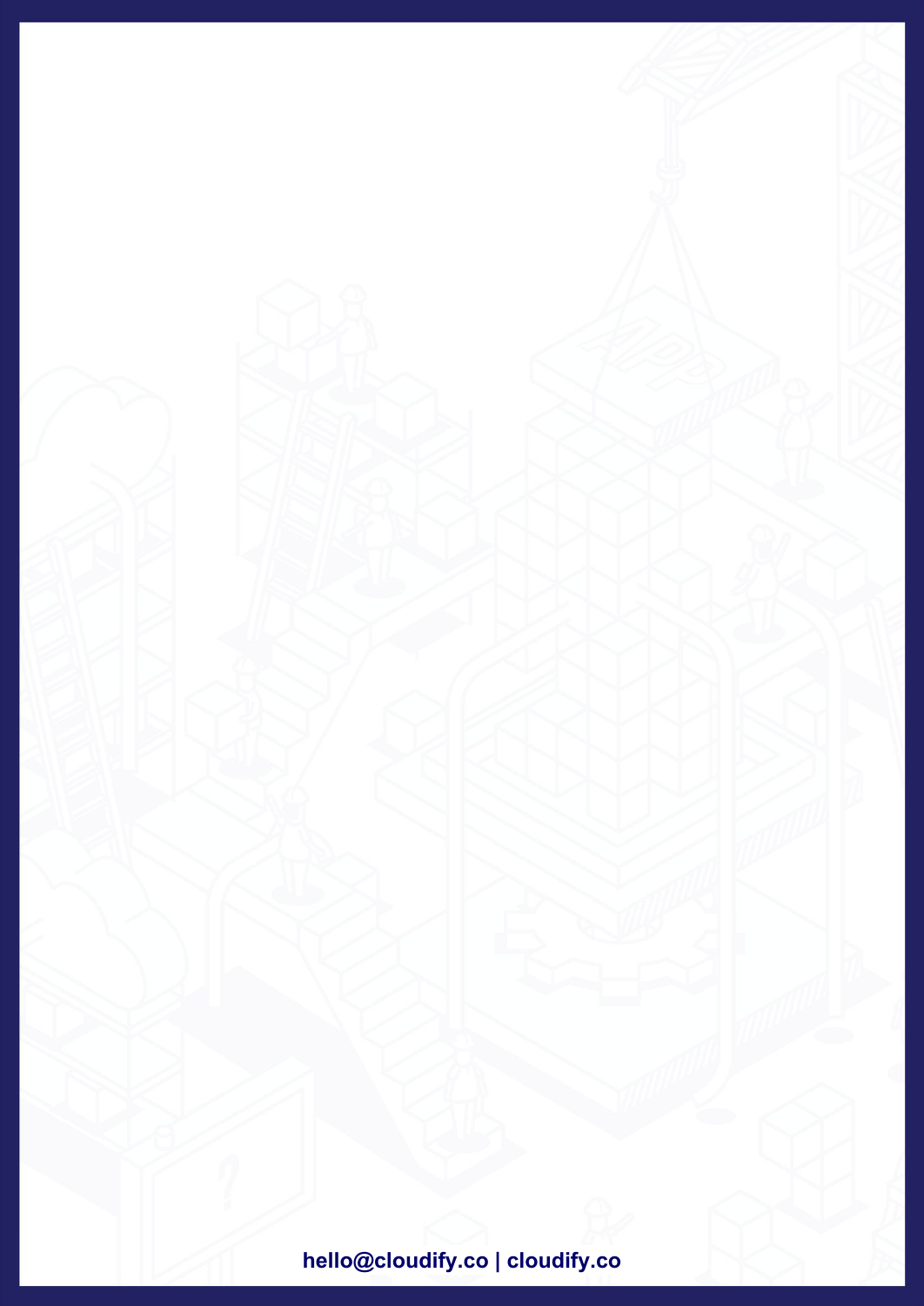hello@cloudify.co | cloudify.co